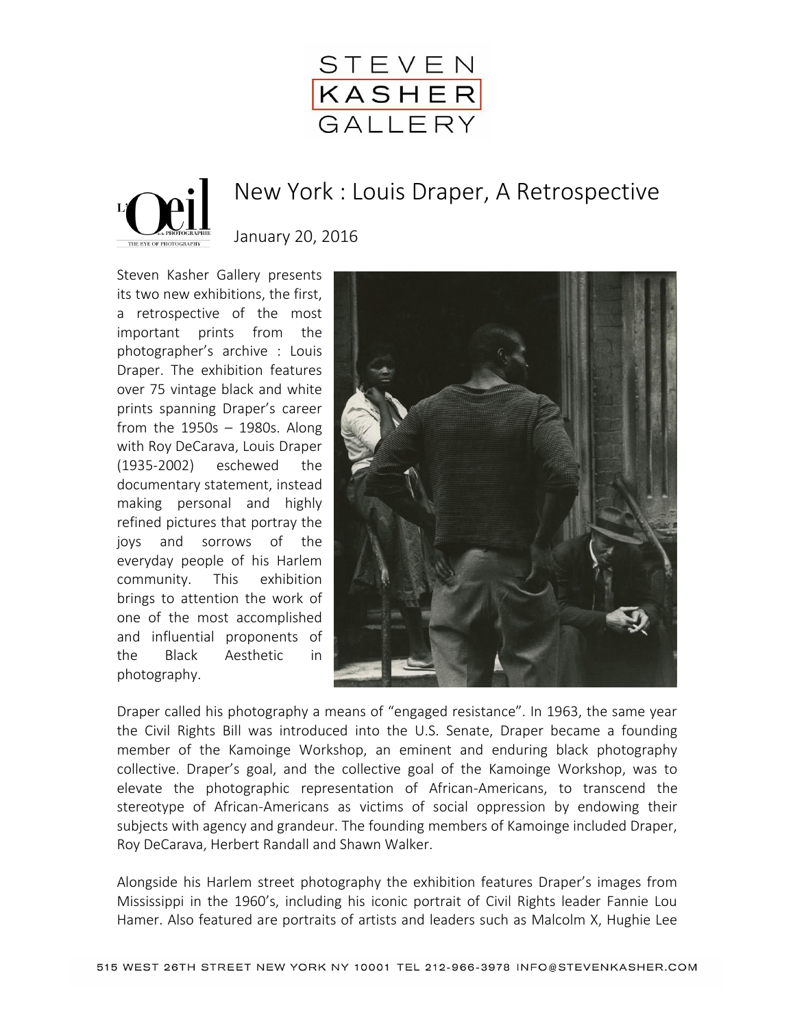STEVEN
KASHER
GALLERY

# New York : Louis Draper, A Retrospective

January 20, 2016

Steven Kasher Gallery presents its two new exhibitions, the first, a retrospective of the most important prints from the photographer's archive : Louis Draper. The exhibition features over 75 vintage black and white prints spanning Draper's career from the 1950s – 1980s. Along with Roy DeCarava, Louis Draper (1935-2002) eschewed the documentary statement, instead making personal and highly refined pictures that portray the joys and sorrows of the everyday people of his Harlem community. This exhibition brings to attention the work of one of the most accomplished and influential proponents of the Black Aesthetic in photography.

Draper called his photography a means of "engaged resistance". In 1963, the same year the Civil Rights Bill was introduced into the U.S. Senate, Draper became a founding member of the Kamoinge Workshop, an eminent and enduring black photography collective. Draper's goal, and the collective goal of the Kamoinge Workshop, was to elevate the photographic representation of African-Americans, to transcend the stereotype of African-Americans as victims of social oppression by endowing their subjects with agency and grandeur. The founding members of Kamoinge included Draper, Roy DeCarava, Herbert Randall and Shawn Walker.

Alongside his Harlem street photography the exhibition features Draper's images from Mississippi in the 1960's, including his iconic portrait of Civil Rights leader Fannie Lou Hamer. Also featured are portraits of artists and leaders such as Malcolm X, Hughie Lee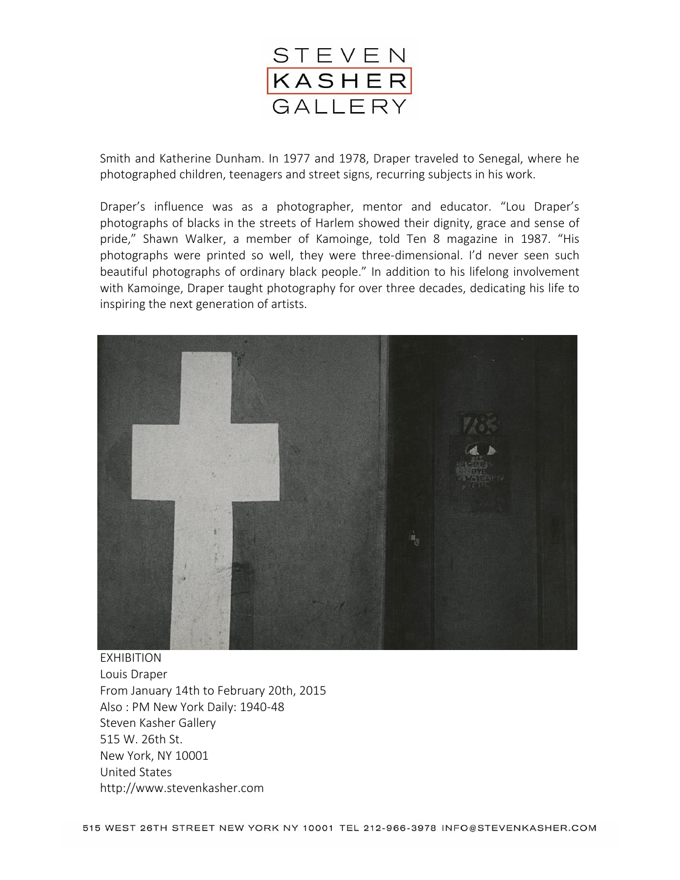Smith and Katherine Dunham. In 1977 and 1978, Draper traveled to Senegal, where he photographed children, teenagers and street signs, recurring subjects in his work.

Draper's influence was as a photographer, mentor and educator. "Lou Draper's photographs of blacks in the streets of Harlem showed their dignity, grace and sense of pride," Shawn Walker, a member of Kamoinge, told Ten 8 magazine in 1987. "His photographs were printed so well, they were three-dimensional. I'd never seen such beautiful photographs of ordinary black people." In addition to his lifelong involvement with Kamoinge, Draper taught photography for over three decades, dedicating his life to inspiring the next generation of artists.

EXHIBITION
Louis Draper
From January 14th to February 20th, 2015
Also : PM New York Daily: 1940-48
Steven Kasher Gallery
515 W. 26th St.
New York, NY 10001
United States
http://www.stevenkasher.com